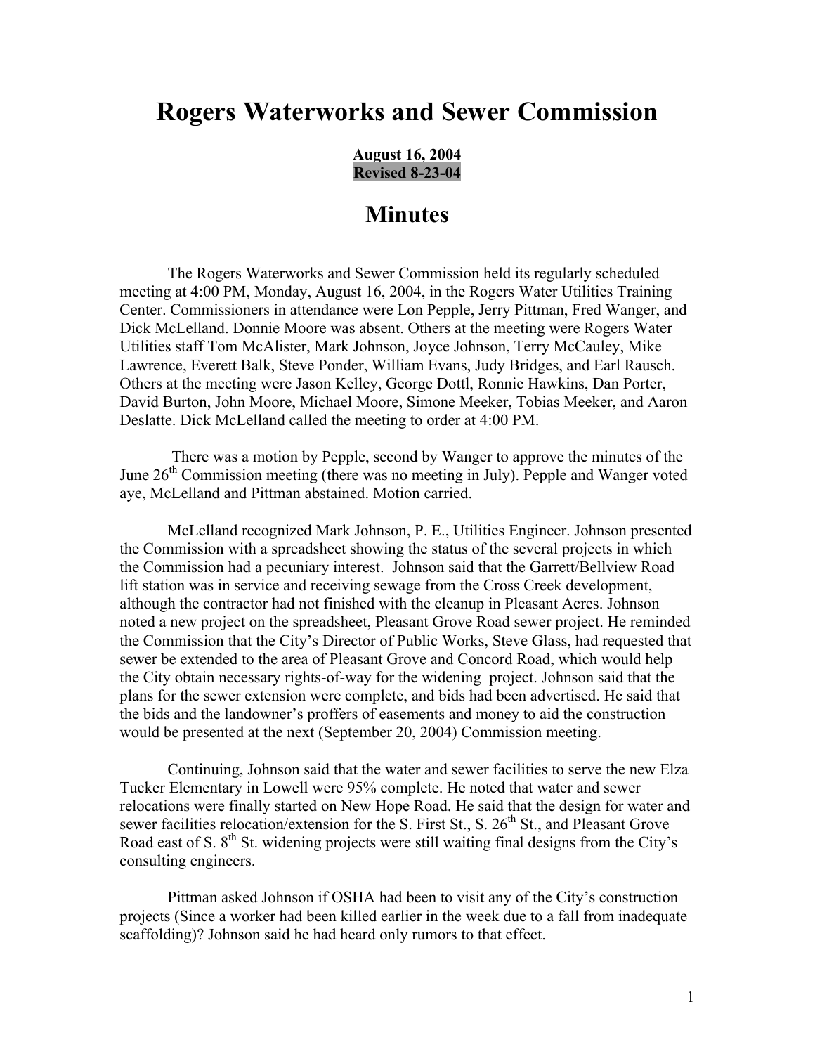# Rogers Waterworks and Sewer Commission

**August 16, 2004**
**Revised 8-23-04**

# Minutes

The Rogers Waterworks and Sewer Commission held its regularly scheduled meeting at 4:00 PM, Monday, August 16, 2004, in the Rogers Water Utilities Training Center. Commissioners in attendance were Lon Pepple, Jerry Pittman, Fred Wanger, and Dick McLelland. Donnie Moore was absent. Others at the meeting were Rogers Water Utilities staff Tom McAlister, Mark Johnson, Joyce Johnson, Terry McCauley, Mike Lawrence, Everett Balk, Steve Ponder, William Evans, Judy Bridges, and Earl Rausch. Others at the meeting were Jason Kelley, George Dottl, Ronnie Hawkins, Dan Porter, David Burton, John Moore, Michael Moore, Simone Meeker, Tobias Meeker, and Aaron Deslatte. Dick McLelland called the meeting to order at 4:00 PM.

There was a motion by Pepple, second by Wanger to approve the minutes of the June 26th Commission meeting (there was no meeting in July). Pepple and Wanger voted aye, McLelland and Pittman abstained. Motion carried.

McLelland recognized Mark Johnson, P. E., Utilities Engineer. Johnson presented the Commission with a spreadsheet showing the status of the several projects in which the Commission had a pecuniary interest. Johnson said that the Garrett/Bellview Road lift station was in service and receiving sewage from the Cross Creek development, although the contractor had not finished with the cleanup in Pleasant Acres. Johnson noted a new project on the spreadsheet, Pleasant Grove Road sewer project. He reminded the Commission that the City's Director of Public Works, Steve Glass, had requested that sewer be extended to the area of Pleasant Grove and Concord Road, which would help the City obtain necessary rights-of-way for the widening project. Johnson said that the plans for the sewer extension were complete, and bids had been advertised. He said that the bids and the landowner's proffers of easements and money to aid the construction would be presented at the next (September 20, 2004) Commission meeting.

Continuing, Johnson said that the water and sewer facilities to serve the new Elza Tucker Elementary in Lowell were 95% complete. He noted that water and sewer relocations were finally started on New Hope Road. He said that the design for water and sewer facilities relocation/extension for the S. First St., S. 26th St., and Pleasant Grove Road east of S. 8th St. widening projects were still waiting final designs from the City's consulting engineers.

Pittman asked Johnson if OSHA had been to visit any of the City's construction projects (Since a worker had been killed earlier in the week due to a fall from inadequate scaffolding)? Johnson said he had heard only rumors to that effect.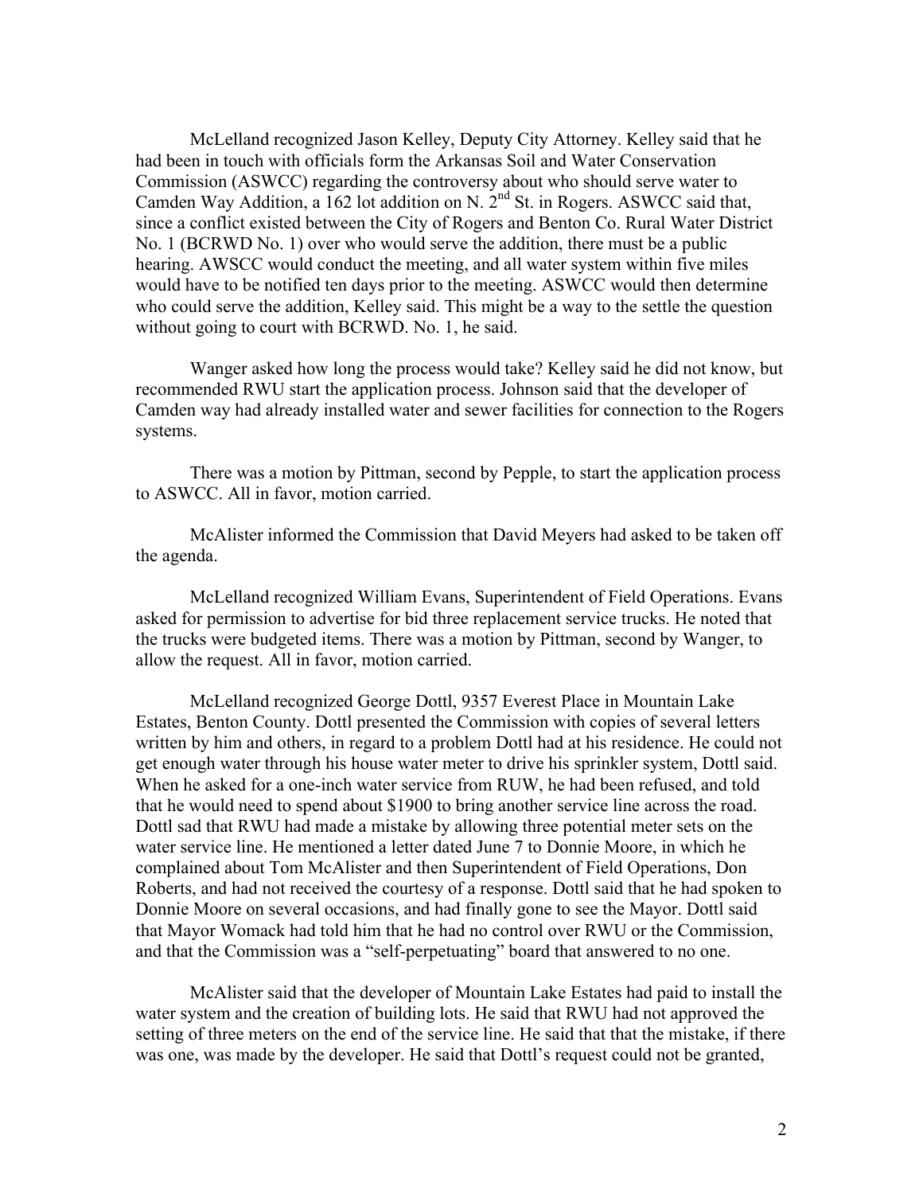McLelland recognized Jason Kelley, Deputy City Attorney. Kelley said that he had been in touch with officials form the Arkansas Soil and Water Conservation Commission (ASWCC) regarding the controversy about who should serve water to Camden Way Addition, a 162 lot addition on N. 2nd St. in Rogers. ASWCC said that, since a conflict existed between the City of Rogers and Benton Co. Rural Water District No. 1 (BCRWD No. 1) over who would serve the addition, there must be a public hearing. AWSCC would conduct the meeting, and all water system within five miles would have to be notified ten days prior to the meeting. ASWCC would then determine who could serve the addition, Kelley said. This might be a way to the settle the question without going to court with BCRWD. No. 1, he said.

Wanger asked how long the process would take? Kelley said he did not know, but recommended RWU start the application process. Johnson said that the developer of Camden way had already installed water and sewer facilities for connection to the Rogers systems.

There was a motion by Pittman, second by Pepple, to start the application process to ASWCC. All in favor, motion carried.

McAlister informed the Commission that David Meyers had asked to be taken off the agenda.

McLelland recognized William Evans, Superintendent of Field Operations. Evans asked for permission to advertise for bid three replacement service trucks. He noted that the trucks were budgeted items. There was a motion by Pittman, second by Wanger, to allow the request. All in favor, motion carried.

McLelland recognized George Dottl, 9357 Everest Place in Mountain Lake Estates, Benton County. Dottl presented the Commission with copies of several letters written by him and others, in regard to a problem Dottl had at his residence. He could not get enough water through his house water meter to drive his sprinkler system, Dottl said. When he asked for a one-inch water service from RUW, he had been refused, and told that he would need to spend about $1900 to bring another service line across the road. Dottl sad that RWU had made a mistake by allowing three potential meter sets on the water service line. He mentioned a letter dated June 7 to Donnie Moore, in which he complained about Tom McAlister and then Superintendent of Field Operations, Don Roberts, and had not received the courtesy of a response. Dottl said that he had spoken to Donnie Moore on several occasions, and had finally gone to see the Mayor. Dottl said that Mayor Womack had told him that he had no control over RWU or the Commission, and that the Commission was a "self-perpetuating" board that answered to no one.

McAlister said that the developer of Mountain Lake Estates had paid to install the water system and the creation of building lots. He said that RWU had not approved the setting of three meters on the end of the service line. He said that that the mistake, if there was one, was made by the developer. He said that Dottl's request could not be granted,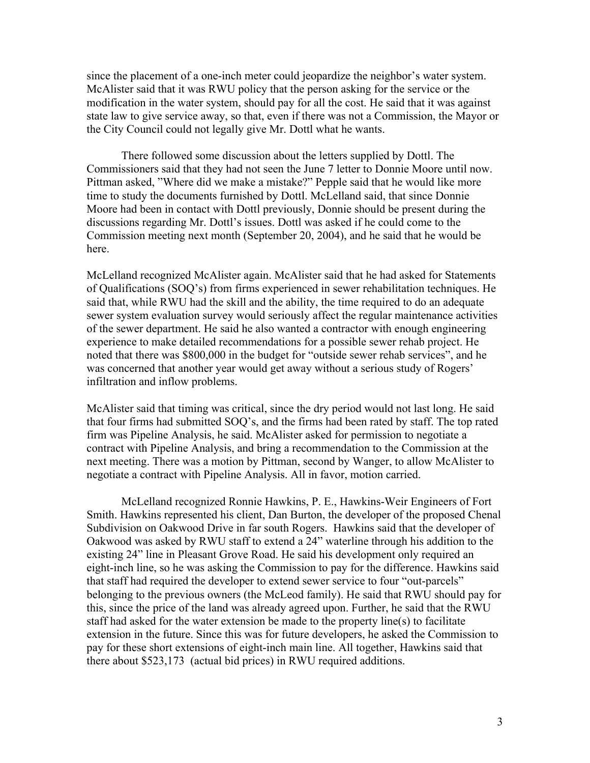since the placement of a one-inch meter could jeopardize the neighbor's water system. McAlister said that it was RWU policy that the person asking for the service or the modification in the water system, should pay for all the cost. He said that it was against state law to give service away, so that, even if there was not a Commission, the Mayor or the City Council could not legally give Mr. Dottl what he wants.

There followed some discussion about the letters supplied by Dottl. The Commissioners said that they had not seen the June 7 letter to Donnie Moore until now. Pittman asked, "Where did we make a mistake?" Pepple said that he would like more time to study the documents furnished by Dottl. McLelland said, that since Donnie Moore had been in contact with Dottl previously, Donnie should be present during the discussions regarding Mr. Dottl's issues. Dottl was asked if he could come to the Commission meeting next month (September 20, 2004), and he said that he would be here.

McLelland recognized McAlister again. McAlister said that he had asked for Statements of Qualifications (SOQ's) from firms experienced in sewer rehabilitation techniques. He said that, while RWU had the skill and the ability, the time required to do an adequate sewer system evaluation survey would seriously affect the regular maintenance activities of the sewer department. He said he also wanted a contractor with enough engineering experience to make detailed recommendations for a possible sewer rehab project. He noted that there was $800,000 in the budget for "outside sewer rehab services", and he was concerned that another year would get away without a serious study of Rogers' infiltration and inflow problems.

McAlister said that timing was critical, since the dry period would not last long. He said that four firms had submitted SOQ's, and the firms had been rated by staff. The top rated firm was Pipeline Analysis, he said. McAlister asked for permission to negotiate a contract with Pipeline Analysis, and bring a recommendation to the Commission at the next meeting. There was a motion by Pittman, second by Wanger, to allow McAlister to negotiate a contract with Pipeline Analysis. All in favor, motion carried.

McLelland recognized Ronnie Hawkins, P. E., Hawkins-Weir Engineers of Fort Smith. Hawkins represented his client, Dan Burton, the developer of the proposed Chenal Subdivision on Oakwood Drive in far south Rogers. Hawkins said that the developer of Oakwood was asked by RWU staff to extend a 24" waterline through his addition to the existing 24" line in Pleasant Grove Road. He said his development only required an eight-inch line, so he was asking the Commission to pay for the difference. Hawkins said that staff had required the developer to extend sewer service to four "out-parcels" belonging to the previous owners (the McLeod family). He said that RWU should pay for this, since the price of the land was already agreed upon. Further, he said that the RWU staff had asked for the water extension be made to the property line(s) to facilitate extension in the future. Since this was for future developers, he asked the Commission to pay for these short extensions of eight-inch main line. All together, Hawkins said that there about $523,173 (actual bid prices) in RWU required additions.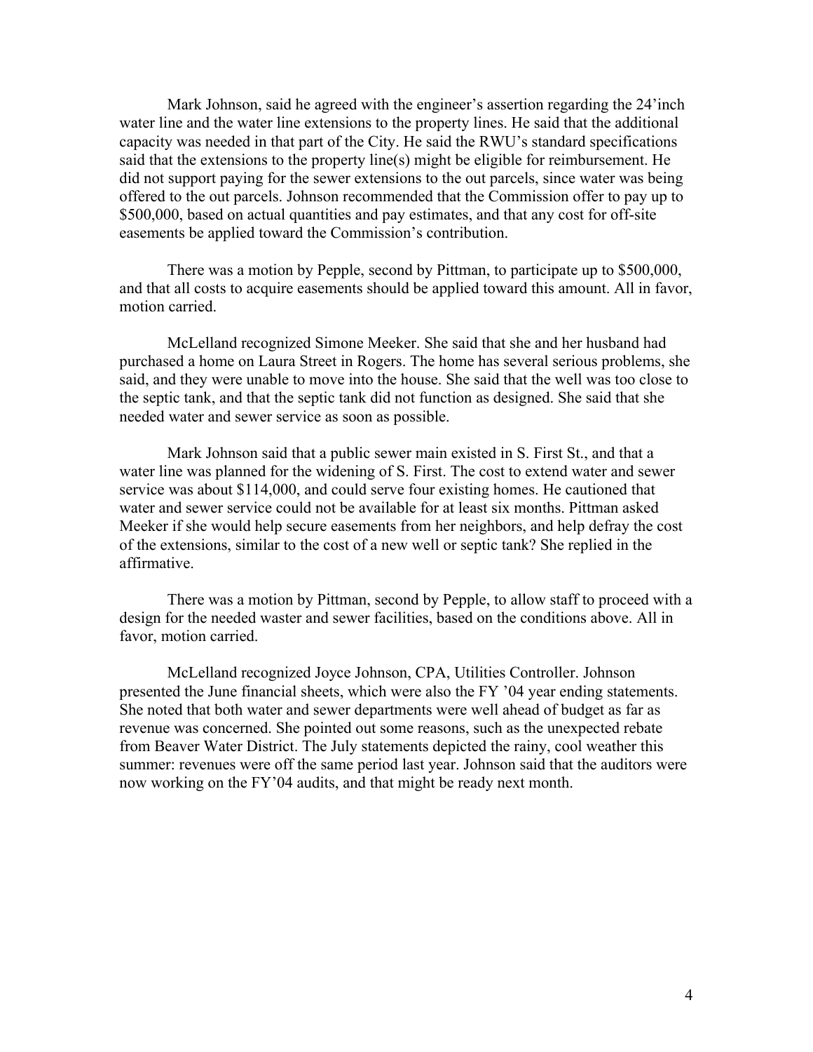Mark Johnson, said he agreed with the engineer's assertion regarding the 24'inch water line and the water line extensions to the property lines. He said that the additional capacity was needed in that part of the City. He said the RWU's standard specifications said that the extensions to the property line(s) might be eligible for reimbursement. He did not support paying for the sewer extensions to the out parcels, since water was being offered to the out parcels. Johnson recommended that the Commission offer to pay up to $500,000, based on actual quantities and pay estimates, and that any cost for off-site easements be applied toward the Commission's contribution.

There was a motion by Pepple, second by Pittman, to participate up to $500,000, and that all costs to acquire easements should be applied toward this amount. All in favor, motion carried.

McLelland recognized Simone Meeker. She said that she and her husband had purchased a home on Laura Street in Rogers. The home has several serious problems, she said, and they were unable to move into the house. She said that the well was too close to the septic tank, and that the septic tank did not function as designed. She said that she needed water and sewer service as soon as possible.

Mark Johnson said that a public sewer main existed in S. First St., and that a water line was planned for the widening of S. First. The cost to extend water and sewer service was about $114,000, and could serve four existing homes. He cautioned that water and sewer service could not be available for at least six months. Pittman asked Meeker if she would help secure easements from her neighbors, and help defray the cost of the extensions, similar to the cost of a new well or septic tank? She replied in the affirmative.

There was a motion by Pittman, second by Pepple, to allow staff to proceed with a design for the needed waster and sewer facilities, based on the conditions above. All in favor, motion carried.

McLelland recognized Joyce Johnson, CPA, Utilities Controller. Johnson presented the June financial sheets, which were also the FY '04 year ending statements. She noted that both water and sewer departments were well ahead of budget as far as revenue was concerned. She pointed out some reasons, such as the unexpected rebate from Beaver Water District. The July statements depicted the rainy, cool weather this summer: revenues were off the same period last year. Johnson said that the auditors were now working on the FY'04 audits, and that might be ready next month.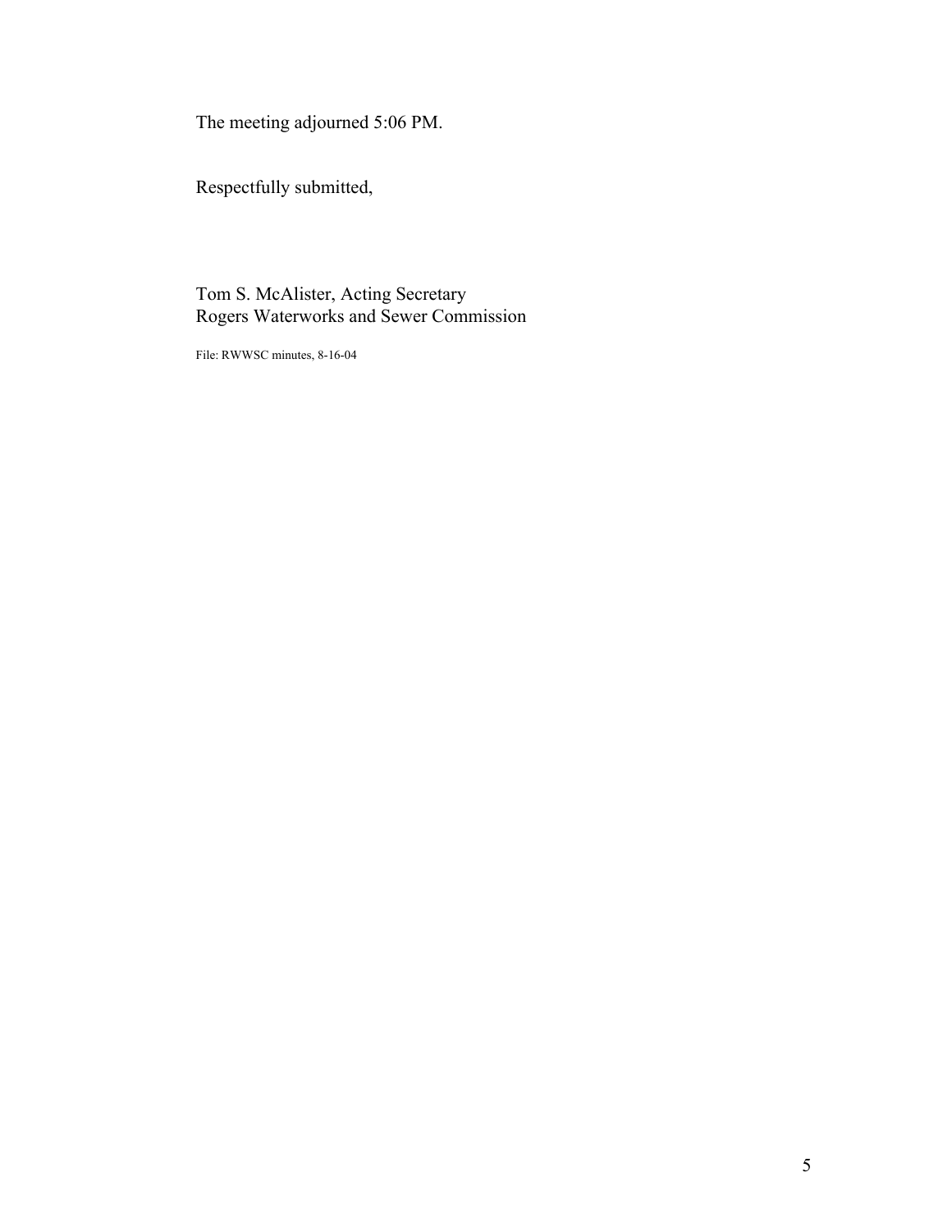The meeting adjourned 5:06 PM.

Respectfully submitted,

Tom S. McAlister, Acting Secretary  
Rogers Waterworks and Sewer Commission

File: RWWSC minutes, 8-16-04